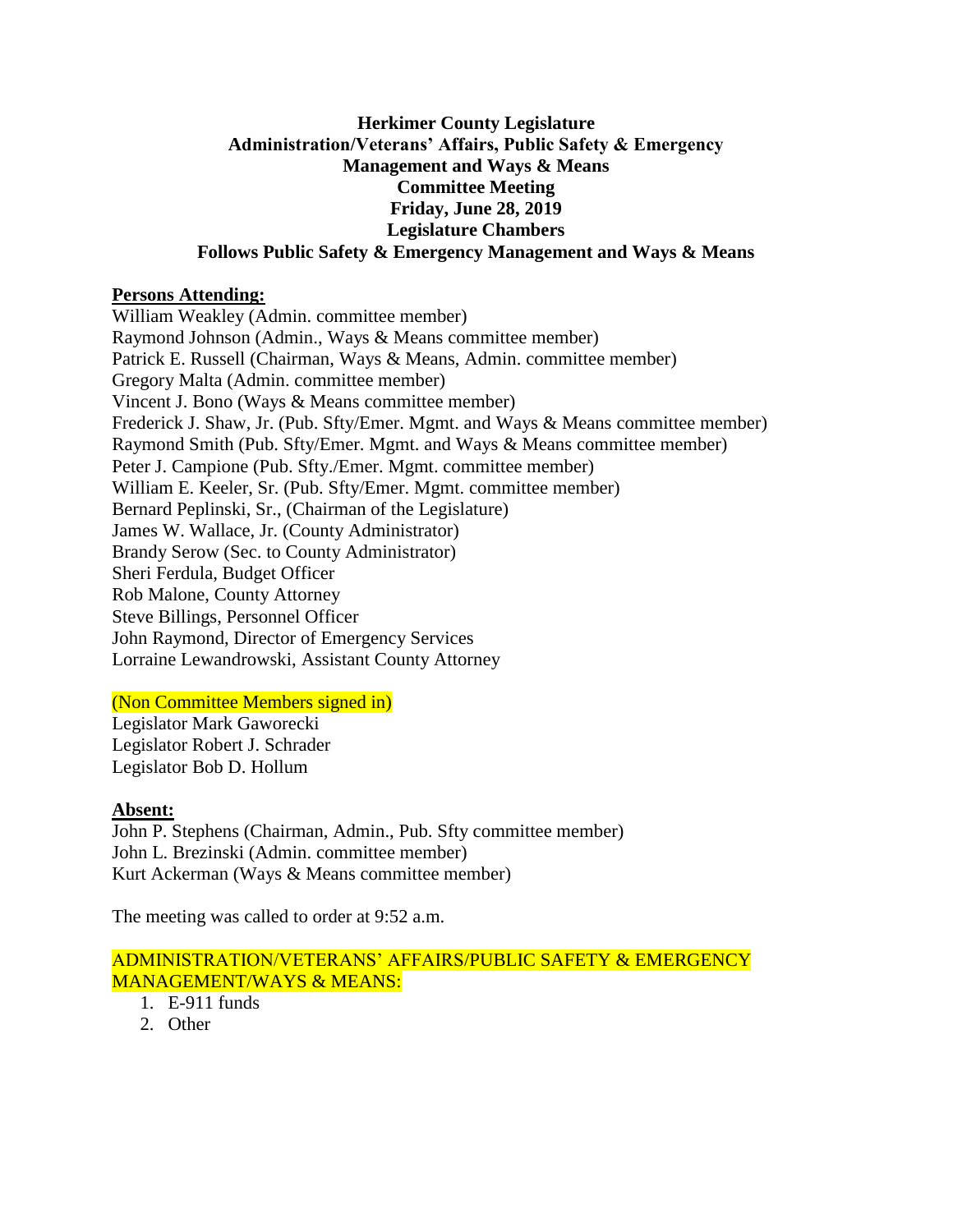**Herkimer County Legislature**
**Administration/Veterans' Affairs, Public Safety & Emergency Management and Ways & Means**
**Committee Meeting**
**Friday, June 28, 2019**
**Legislature Chambers**
**Follows Public Safety & Emergency Management and Ways & Means**

**Persons Attending:**

William Weakley (Admin. committee member)
Raymond Johnson (Admin., Ways & Means committee member)
Patrick E. Russell (Chairman, Ways & Means, Admin. committee member)
Gregory Malta (Admin. committee member)
Vincent J. Bono (Ways & Means committee member)
Frederick J. Shaw, Jr. (Pub. Sfty/Emer. Mgmt. and Ways & Means committee member)
Raymond Smith (Pub. Sfty/Emer. Mgmt. and Ways & Means committee member)
Peter J. Campione (Pub. Sfty./Emer. Mgmt. committee member)
William E. Keeler, Sr. (Pub. Sfty/Emer. Mgmt. committee member)
Bernard Peplinski, Sr., (Chairman of the Legislature)
James W. Wallace, Jr. (County Administrator)
Brandy Serow (Sec. to County Administrator)
Sheri Ferdula, Budget Officer
Rob Malone, County Attorney
Steve Billings, Personnel Officer
John Raymond, Director of Emergency Services
Lorraine Lewandrowski, Assistant County Attorney

(Non Committee Members signed in)

Legislator Mark Gaworecki
Legislator Robert J. Schrader
Legislator Bob D. Hollum

**Absent:**

John P. Stephens (Chairman, Admin., Pub. Sfty committee member)
John L. Brezinski (Admin. committee member)
Kurt Ackerman (Ways & Means committee member)

The meeting was called to order at 9:52 a.m.

ADMINISTRATION/VETERANS' AFFAIRS/PUBLIC SAFETY & EMERGENCY MANAGEMENT/WAYS & MEANS:

1. E-911 funds
2. Other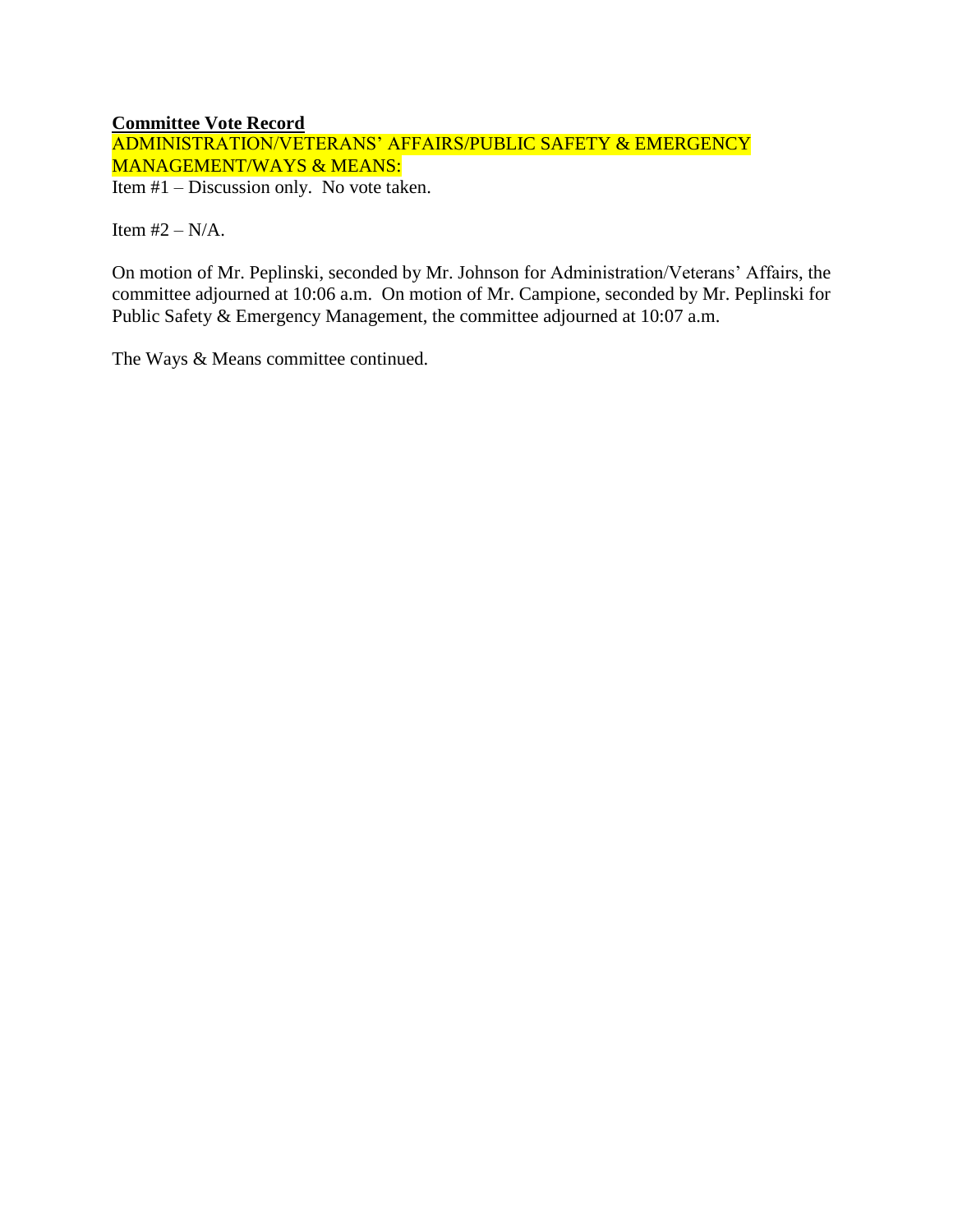**Committee Vote Record**

ADMINISTRATION/VETERANS' AFFAIRS/PUBLIC SAFETY & EMERGENCY MANAGEMENT/WAYS & MEANS:

Item #1 – Discussion only. No vote taken.

Item #2 – N/A.

On motion of Mr. Peplinski, seconded by Mr. Johnson for Administration/Veterans' Affairs, the committee adjourned at 10:06 a.m. On motion of Mr. Campione, seconded by Mr. Peplinski for Public Safety & Emergency Management, the committee adjourned at 10:07 a.m.

The Ways & Means committee continued.